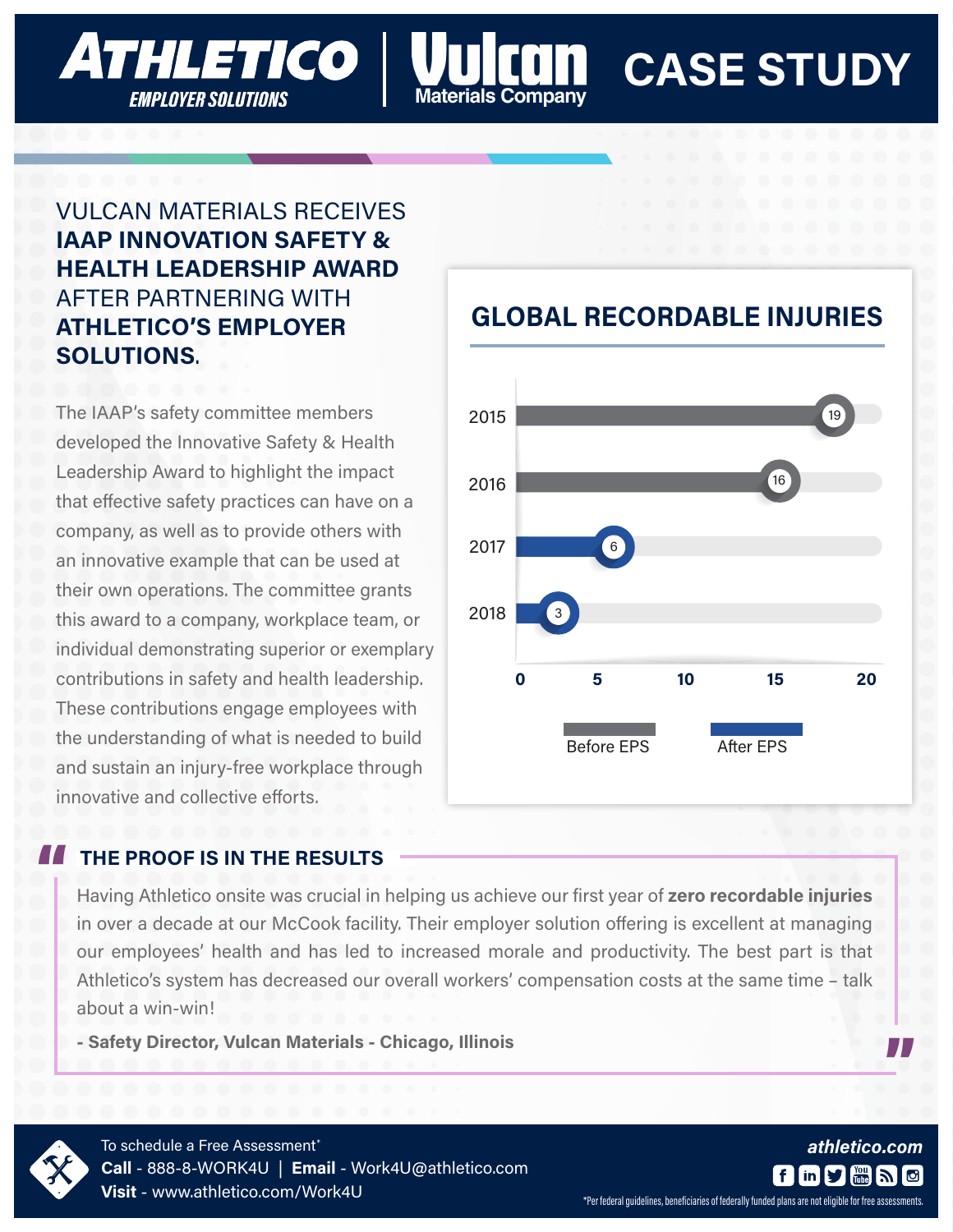# ATHLETICO EMPLOYER SOLUTIONS | Vulcan Materials Company — CASE STUDY

## VULCAN MATERIALS RECEIVES **IAAP INNOVATION SAFETY & HEALTH LEADERSHIP AWARD** AFTER PARTNERING WITH **ATHLETICO'S EMPLOYER SOLUTIONS**.

The IAAP's safety committee members developed the Innovative Safety & Health Leadership Award to highlight the impact that effective safety practices can have on a company, as well as to provide others with an innovative example that can be used at their own operations. The committee grants this award to a company, workplace team, or individual demonstrating superior or exemplary contributions in safety and health leadership. These contributions engage employees with the understanding of what is needed to build and sustain an injury-free workplace through innovative and collective efforts.

### GLOBAL RECORDABLE INJURIES

| Year | Recordable Injuries | Period |
|---|---|---|
| 2015 | 19 | Before EPS |
| 2016 | 16 | Before EPS |
| 2017 | 6 | After EPS |
| 2018 | 3 | After EPS |

### THE PROOF IS IN THE RESULTS

"Having Athletico onsite was crucial in helping us achieve our first year of **zero recordable injuries** in over a decade at our McCook facility. Their employer solution offering is excellent at managing our employees' health and has led to increased morale and productivity. The best part is that Athletico's system has decreased our overall workers' compensation costs at the same time – talk about a win-win!"

**- Safety Director, Vulcan Materials - Chicago, Illinois**

To schedule a Free Assessment*

**Call** - 888-8-WORK4U | **Email** - Work4U@athletico.com

**Visit** - www.athletico.com/Work4U

*athletico.com*

*Per federal guidelines, beneficiaries of federally funded plans are not eligible for free assessments.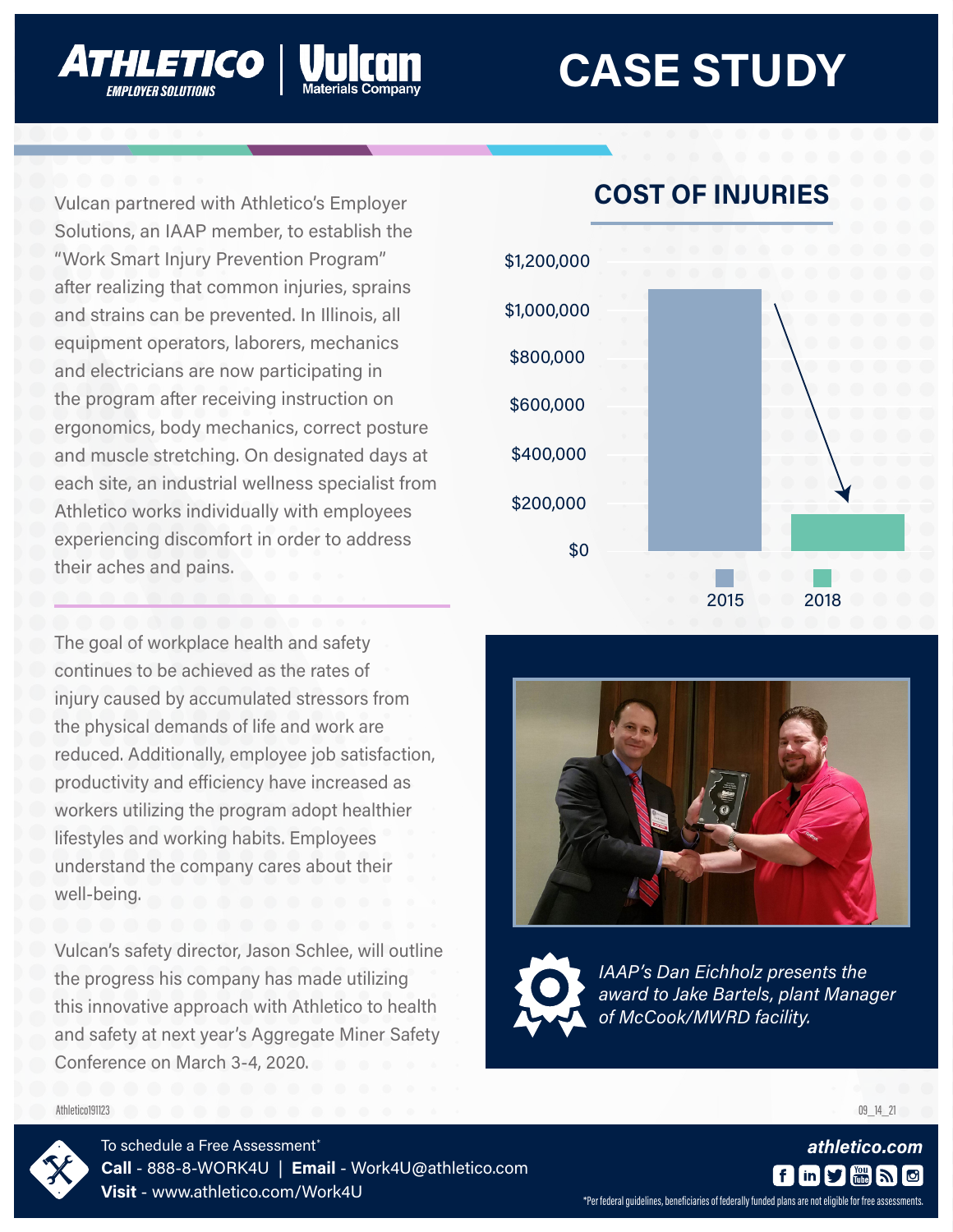ATHLETICO EMPLOYER SOLUTIONS | Vulcan Materials Company

# CASE STUDY

Vulcan partnered with Athletico's Employer Solutions, an IAAP member, to establish the "Work Smart Injury Prevention Program" after realizing that common injuries, sprains and strains can be prevented. In Illinois, all equipment operators, laborers, mechanics and electricians are now participating in the program after receiving instruction on ergonomics, body mechanics, correct posture and muscle stretching. On designated days at each site, an industrial wellness specialist from Athletico works individually with employees experiencing discomfort in order to address their aches and pains.

The goal of workplace health and safety continues to be achieved as the rates of injury caused by accumulated stressors from the physical demands of life and work are reduced. Additionally, employee job satisfaction, productivity and efficiency have increased as workers utilizing the program adopt healthier lifestyles and working habits. Employees understand the company cares about their well-being.

Vulcan's safety director, Jason Schlee, will outline the progress his company has made utilizing this innovative approach with Athletico to health and safety at next year's Aggregate Miner Safety Conference on March 3-4, 2020.

## COST OF INJURIES

$1,200,000
$1,000,000
$800,000
$600,000
$400,000
$200,000
$0

2015
2018

*IAAP's Dan Eichholz presents the award to Jake Bartels, plant Manager of McCook/MWRD facility.*

Athletico191123

09_14_21

To schedule a Free Assessment*
**Call** - 888-8-WORK4U | **Email** - Work4U@athletico.com
**Visit** - www.athletico.com/Work4U

**athletico.com**

*Per federal guidelines, beneficiaries of federally funded plans are not eligible for free assessments.